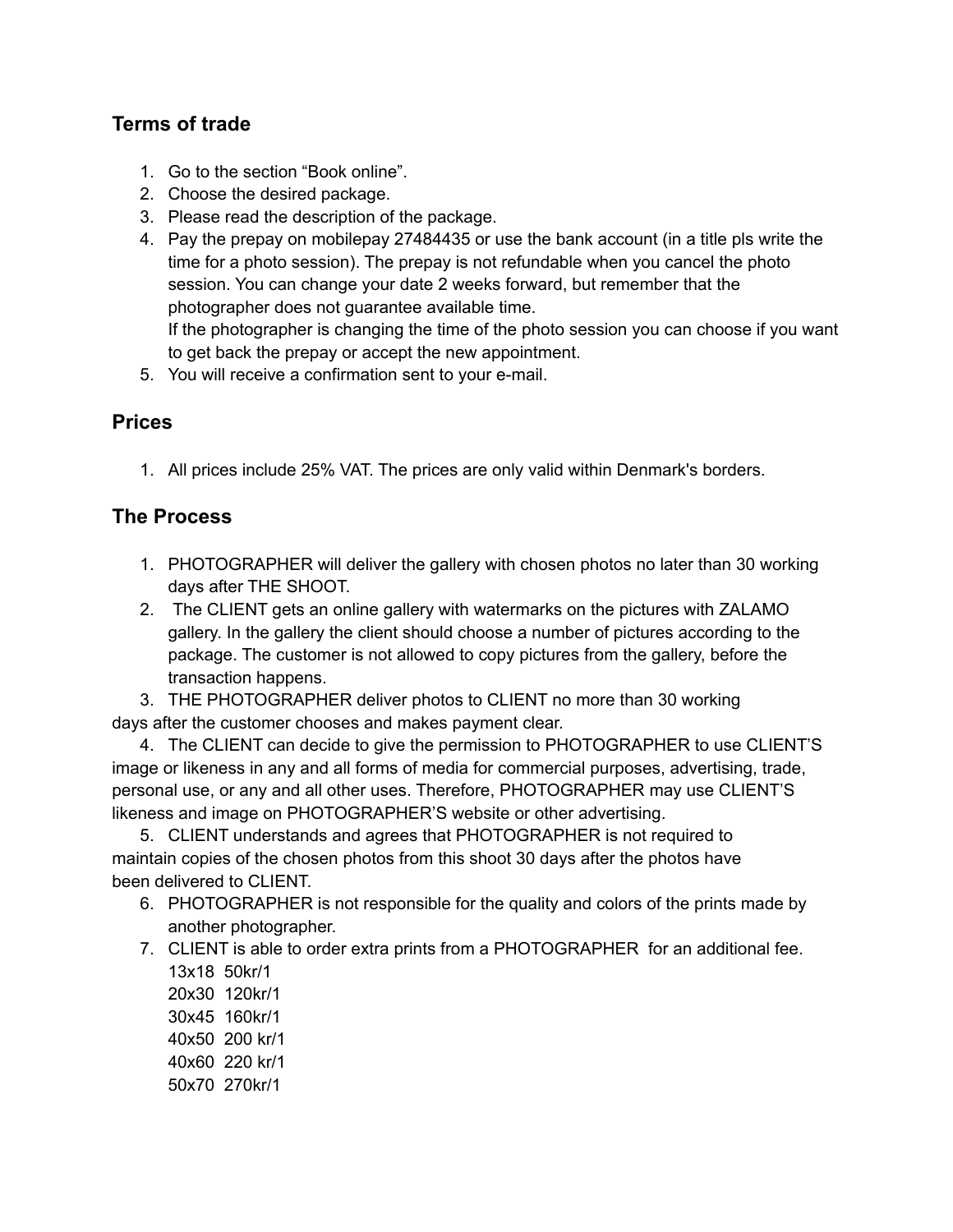## Terms of trade

1. Go to the section "Book online".
2. Choose the desired package.
3. Please read the description of the package.
4. Pay the prepay on mobilepay 27484435 or use the bank account (in a title pls write the time for a photo session). The prepay is not refundable when you cancel the photo session. You can change your date 2 weeks forward, but remember that the photographer does not guarantee available time.
   If the photographer is changing the time of the photo session you can choose if you want to get back the prepay or accept the new appointment.
5. You will receive a confirmation sent to your e-mail.

## Prices

1. All prices include 25% VAT. The prices are only valid within Denmark's borders.

## The Process

1. PHOTOGRAPHER will deliver the gallery with chosen photos no later than 30 working days after THE SHOOT.
2. The CLIENT gets an online gallery with watermarks on the pictures with ZALAMO gallery. In the gallery the client should choose a number of pictures according to the package. The customer is not allowed to copy pictures from the gallery, before the transaction happens.
3. THE PHOTOGRAPHER deliver photos to CLIENT no more than 30 working days after the customer chooses and makes payment clear.
4. The CLIENT can decide to give the permission to PHOTOGRAPHER to use CLIENT'S image or likeness in any and all forms of media for commercial purposes, advertising, trade, personal use, or any and all other uses. Therefore, PHOTOGRAPHER may use CLIENT'S likeness and image on PHOTOGRAPHER'S website or other advertising.
5. CLIENT understands and agrees that PHOTOGRAPHER is not required to maintain copies of the chosen photos from this shoot 30 days after the photos have been delivered to CLIENT.
6. PHOTOGRAPHER is not responsible for the quality and colors of the prints made by another photographer.
7. CLIENT is able to order extra prints from a PHOTOGRAPHER for an additional fee.
   13x18 50kr/1
   20x30 120kr/1
   30x45 160kr/1
   40x50 200 kr/1
   40x60 220 kr/1
   50x70 270kr/1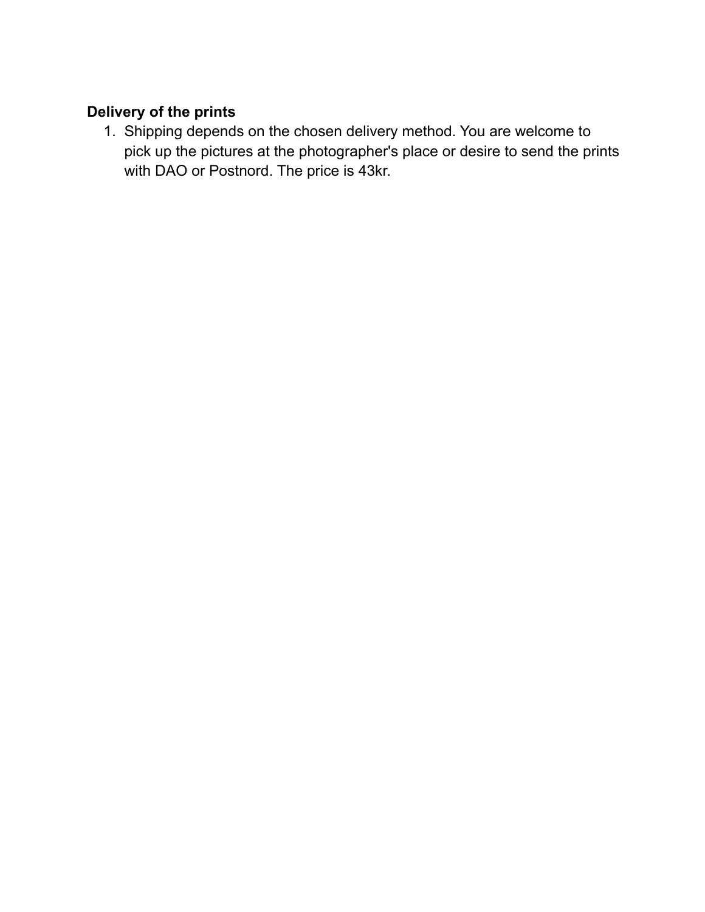**Delivery of the prints**

1. Shipping depends on the chosen delivery method. You are welcome to pick up the pictures at the photographer's place or desire to send the prints with DAO or Postnord. The price is 43kr.